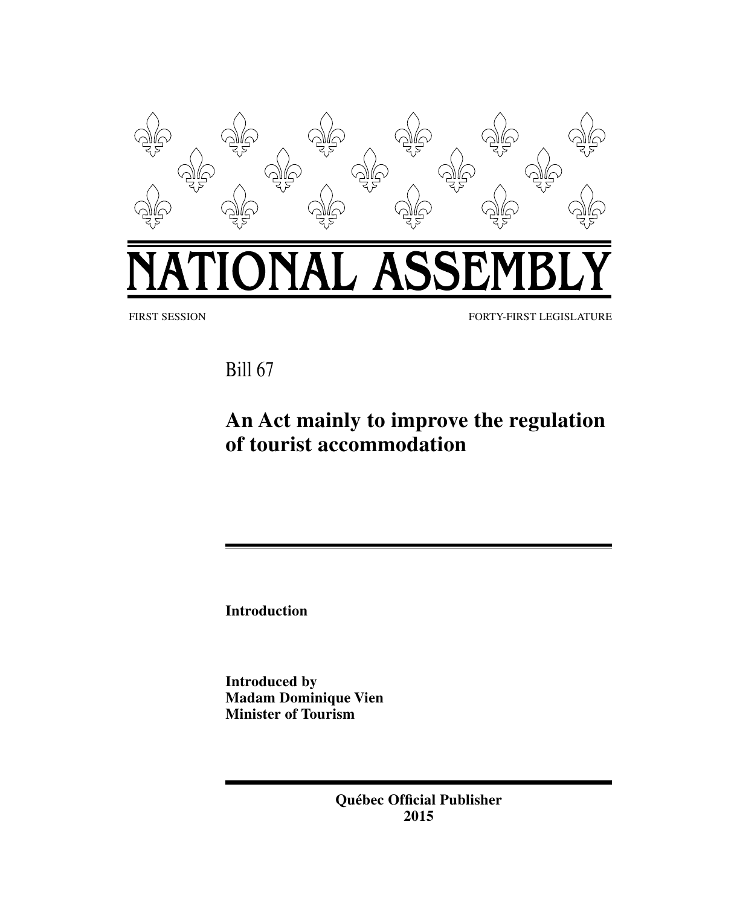# NATIONAL ASSEMBLY

FIRST SESSION FORTY-FIRST LEGISLATURE

Bill 67

## An Act mainly to improve the regulation of tourist accommodation

**Introduction**

**Introduced by**
**Madam Dominique Vien**
**Minister of Tourism**

**Québec Official Publisher**
**2015**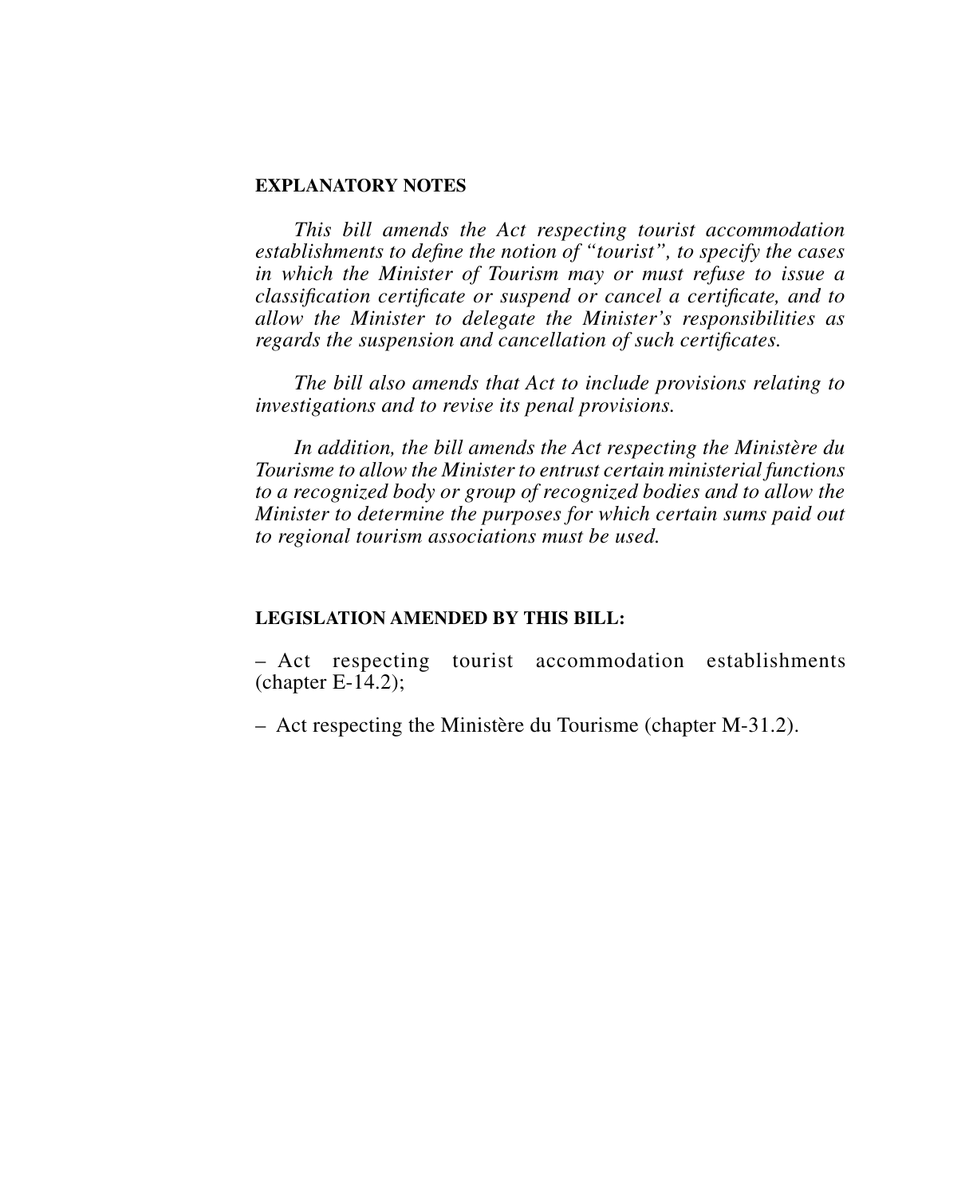**EXPLANATORY NOTES**

*This bill amends the Act respecting tourist accommodation establishments to define the notion of "tourist", to specify the cases in which the Minister of Tourism may or must refuse to issue a classification certificate or suspend or cancel a certificate, and to allow the Minister to delegate the Minister's responsibilities as regards the suspension and cancellation of such certificates.*

*The bill also amends that Act to include provisions relating to investigations and to revise its penal provisions.*

*In addition, the bill amends the Act respecting the Ministère du Tourisme to allow the Minister to entrust certain ministerial functions to a recognized body or group of recognized bodies and to allow the Minister to determine the purposes for which certain sums paid out to regional tourism associations must be used.*

**LEGISLATION AMENDED BY THIS BILL:**

– Act respecting tourist accommodation establishments (chapter E-14.2);

– Act respecting the Ministère du Tourisme (chapter M-31.2).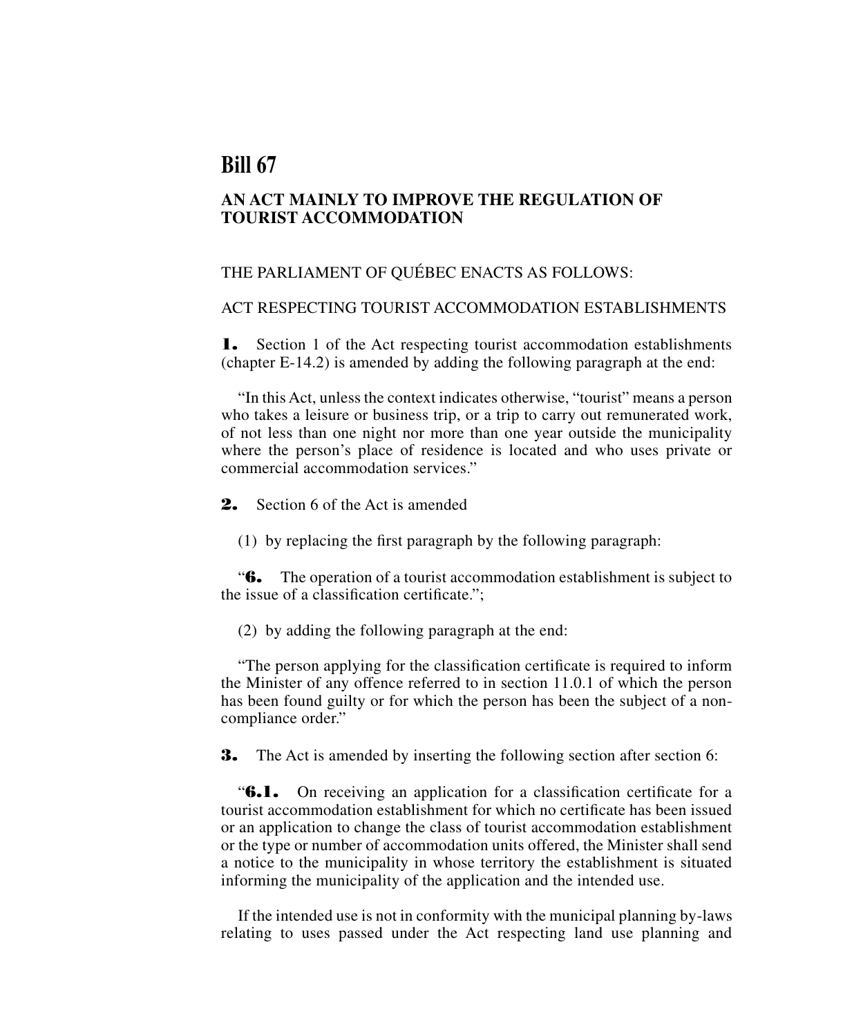# Bill 67

## AN ACT MAINLY TO IMPROVE THE REGULATION OF TOURIST ACCOMMODATION

THE PARLIAMENT OF QUÉBEC ENACTS AS FOLLOWS:

ACT RESPECTING TOURIST ACCOMMODATION ESTABLISHMENTS

**1.** Section 1 of the Act respecting tourist accommodation establishments (chapter E-14.2) is amended by adding the following paragraph at the end:

"In this Act, unless the context indicates otherwise, "tourist" means a person who takes a leisure or business trip, or a trip to carry out remunerated work, of not less than one night nor more than one year outside the municipality where the person's place of residence is located and who uses private or commercial accommodation services."

**2.** Section 6 of the Act is amended

(1) by replacing the first paragraph by the following paragraph:

"**6.** The operation of a tourist accommodation establishment is subject to the issue of a classification certificate.";

(2) by adding the following paragraph at the end:

"The person applying for the classification certificate is required to inform the Minister of any offence referred to in section 11.0.1 of which the person has been found guilty or for which the person has been the subject of a non-compliance order."

**3.** The Act is amended by inserting the following section after section 6:

"**6.1.** On receiving an application for a classification certificate for a tourist accommodation establishment for which no certificate has been issued or an application to change the class of tourist accommodation establishment or the type or number of accommodation units offered, the Minister shall send a notice to the municipality in whose territory the establishment is situated informing the municipality of the application and the intended use.

If the intended use is not in conformity with the municipal planning by-laws relating to uses passed under the Act respecting land use planning and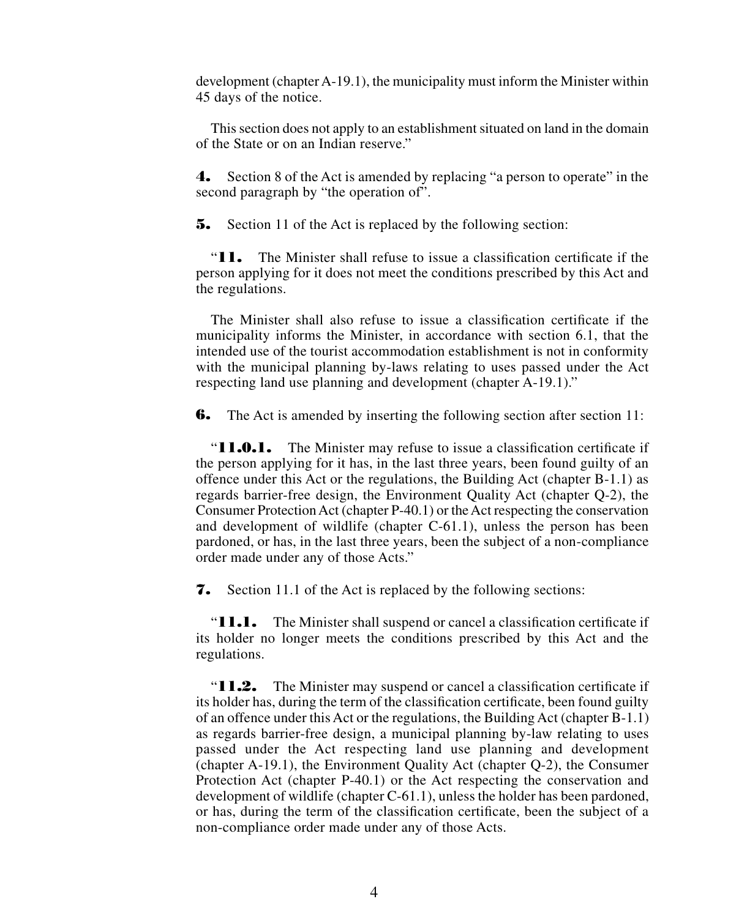development (chapter A-19.1), the municipality must inform the Minister within 45 days of the notice.

This section does not apply to an establishment situated on land in the domain of the State or on an Indian reserve."

**4.** Section 8 of the Act is amended by replacing "a person to operate" in the second paragraph by "the operation of".

**5.** Section 11 of the Act is replaced by the following section:

"**11.** The Minister shall refuse to issue a classification certificate if the person applying for it does not meet the conditions prescribed by this Act and the regulations.

The Minister shall also refuse to issue a classification certificate if the municipality informs the Minister, in accordance with section 6.1, that the intended use of the tourist accommodation establishment is not in conformity with the municipal planning by-laws relating to uses passed under the Act respecting land use planning and development (chapter A-19.1)."

**6.** The Act is amended by inserting the following section after section 11:

"**11.0.1.** The Minister may refuse to issue a classification certificate if the person applying for it has, in the last three years, been found guilty of an offence under this Act or the regulations, the Building Act (chapter B-1.1) as regards barrier-free design, the Environment Quality Act (chapter Q-2), the Consumer Protection Act (chapter P-40.1) or the Act respecting the conservation and development of wildlife (chapter C-61.1), unless the person has been pardoned, or has, in the last three years, been the subject of a non-compliance order made under any of those Acts."

**7.** Section 11.1 of the Act is replaced by the following sections:

"**11.1.** The Minister shall suspend or cancel a classification certificate if its holder no longer meets the conditions prescribed by this Act and the regulations.

"**11.2.** The Minister may suspend or cancel a classification certificate if its holder has, during the term of the classification certificate, been found guilty of an offence under this Act or the regulations, the Building Act (chapter B-1.1) as regards barrier-free design, a municipal planning by-law relating to uses passed under the Act respecting land use planning and development (chapter A-19.1), the Environment Quality Act (chapter Q-2), the Consumer Protection Act (chapter P-40.1) or the Act respecting the conservation and development of wildlife (chapter C-61.1), unless the holder has been pardoned, or has, during the term of the classification certificate, been the subject of a non-compliance order made under any of those Acts.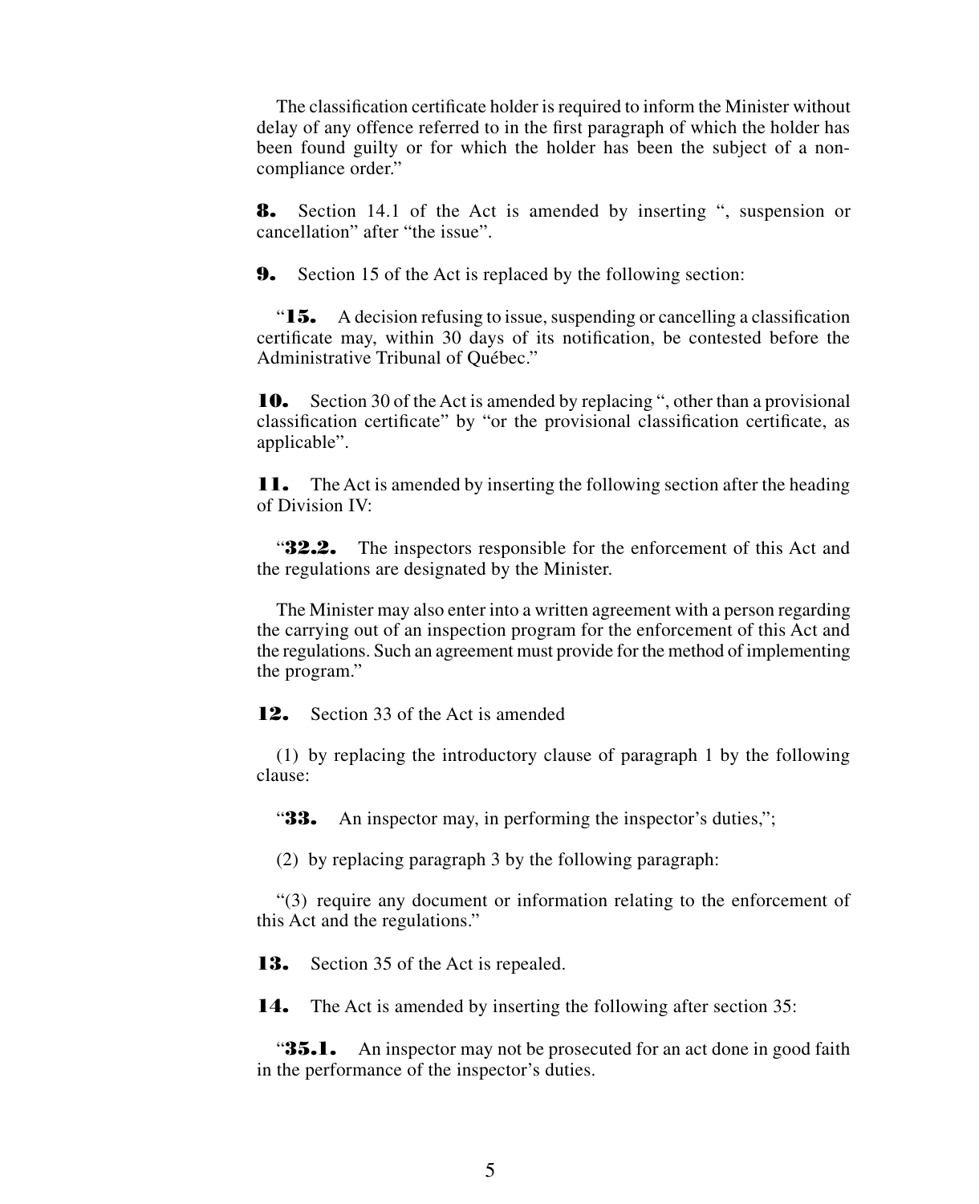The classification certificate holder is required to inform the Minister without delay of any offence referred to in the first paragraph of which the holder has been found guilty or for which the holder has been the subject of a non-compliance order."

**8.** Section 14.1 of the Act is amended by inserting ", suspension or cancellation" after "the issue".

**9.** Section 15 of the Act is replaced by the following section:

"**15.** A decision refusing to issue, suspending or cancelling a classification certificate may, within 30 days of its notification, be contested before the Administrative Tribunal of Québec."

**10.** Section 30 of the Act is amended by replacing ", other than a provisional classification certificate" by "or the provisional classification certificate, as applicable".

**11.** The Act is amended by inserting the following section after the heading of Division IV:

"**32.2.** The inspectors responsible for the enforcement of this Act and the regulations are designated by the Minister.

The Minister may also enter into a written agreement with a person regarding the carrying out of an inspection program for the enforcement of this Act and the regulations. Such an agreement must provide for the method of implementing the program."

**12.** Section 33 of the Act is amended

(1) by replacing the introductory clause of paragraph 1 by the following clause:

"**33.** An inspector may, in performing the inspector's duties,";

(2) by replacing paragraph 3 by the following paragraph:

"(3) require any document or information relating to the enforcement of this Act and the regulations."

**13.** Section 35 of the Act is repealed.

**14.** The Act is amended by inserting the following after section 35:

"**35.1.** An inspector may not be prosecuted for an act done in good faith in the performance of the inspector's duties.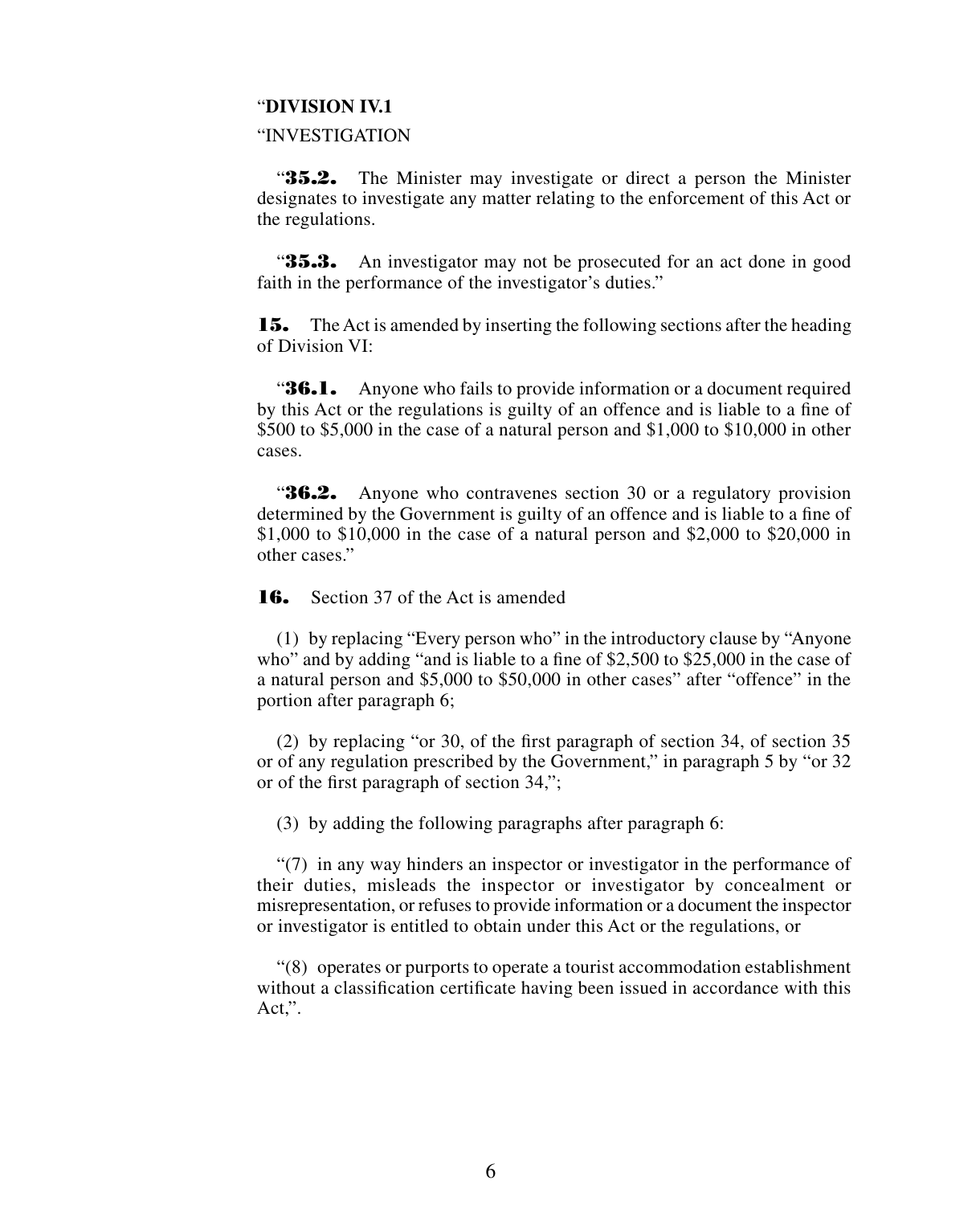"**DIVISION IV.1**

"INVESTIGATION

"**35.2.** The Minister may investigate or direct a person the Minister designates to investigate any matter relating to the enforcement of this Act or the regulations.

"**35.3.** An investigator may not be prosecuted for an act done in good faith in the performance of the investigator's duties."

**15.** The Act is amended by inserting the following sections after the heading of Division VI:

"**36.1.** Anyone who fails to provide information or a document required by this Act or the regulations is guilty of an offence and is liable to a fine of $500 to $5,000 in the case of a natural person and $1,000 to $10,000 in other cases.

"**36.2.** Anyone who contravenes section 30 or a regulatory provision determined by the Government is guilty of an offence and is liable to a fine of $1,000 to $10,000 in the case of a natural person and $2,000 to $20,000 in other cases."

**16.** Section 37 of the Act is amended

(1) by replacing "Every person who" in the introductory clause by "Anyone who" and by adding "and is liable to a fine of $2,500 to $25,000 in the case of a natural person and $5,000 to $50,000 in other cases" after "offence" in the portion after paragraph 6;

(2) by replacing "or 30, of the first paragraph of section 34, of section 35 or of any regulation prescribed by the Government," in paragraph 5 by "or 32 or of the first paragraph of section 34,";

(3) by adding the following paragraphs after paragraph 6:

"(7) in any way hinders an inspector or investigator in the performance of their duties, misleads the inspector or investigator by concealment or misrepresentation, or refuses to provide information or a document the inspector or investigator is entitled to obtain under this Act or the regulations, or

"(8) operates or purports to operate a tourist accommodation establishment without a classification certificate having been issued in accordance with this Act,".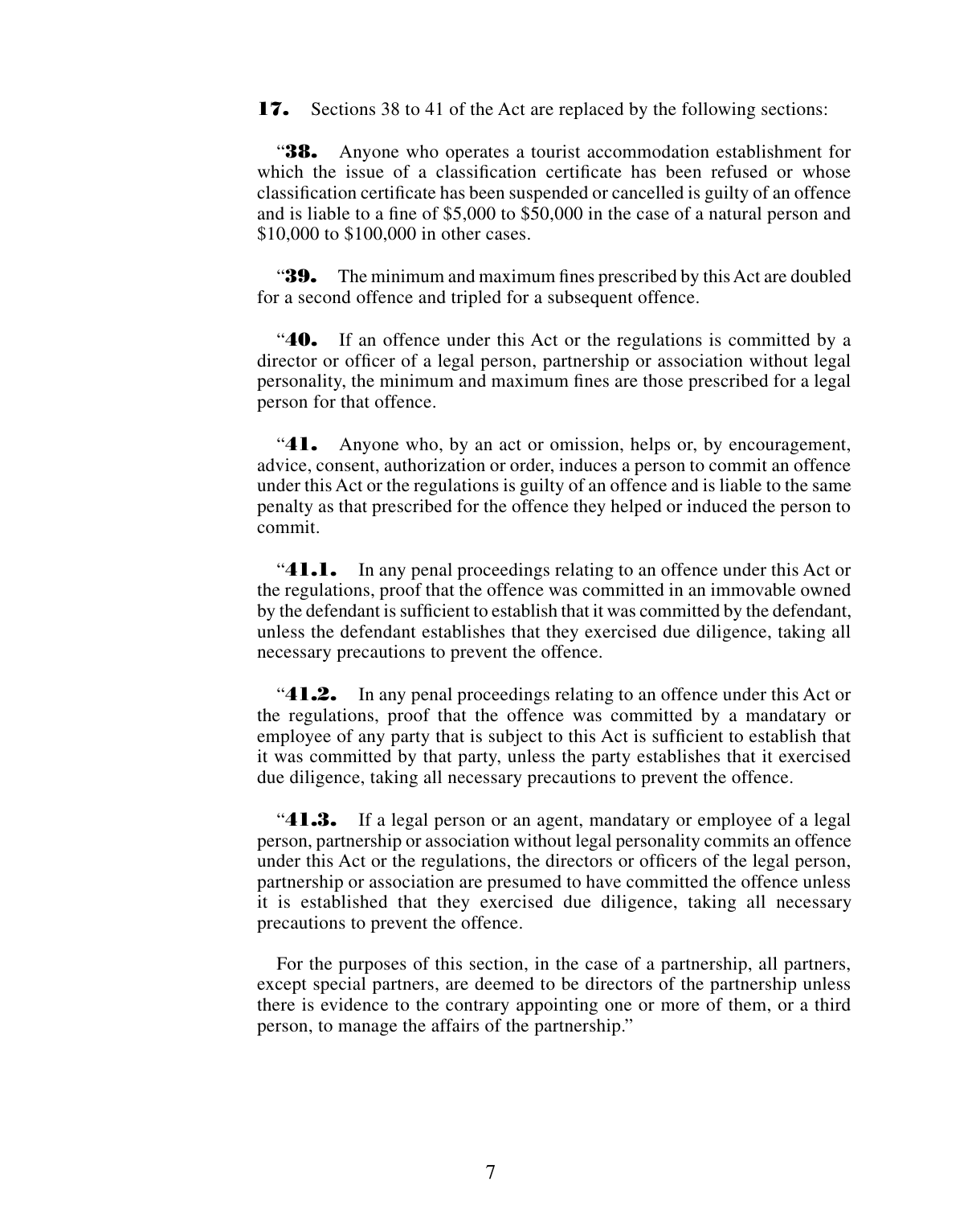**17.** Sections 38 to 41 of the Act are replaced by the following sections:

"**38.** Anyone who operates a tourist accommodation establishment for which the issue of a classification certificate has been refused or whose classification certificate has been suspended or cancelled is guilty of an offence and is liable to a fine of $5,000 to $50,000 in the case of a natural person and $10,000 to $100,000 in other cases.

"**39.** The minimum and maximum fines prescribed by this Act are doubled for a second offence and tripled for a subsequent offence.

"**40.** If an offence under this Act or the regulations is committed by a director or officer of a legal person, partnership or association without legal personality, the minimum and maximum fines are those prescribed for a legal person for that offence.

"**41.** Anyone who, by an act or omission, helps or, by encouragement, advice, consent, authorization or order, induces a person to commit an offence under this Act or the regulations is guilty of an offence and is liable to the same penalty as that prescribed for the offence they helped or induced the person to commit.

"**41.1.** In any penal proceedings relating to an offence under this Act or the regulations, proof that the offence was committed in an immovable owned by the defendant is sufficient to establish that it was committed by the defendant, unless the defendant establishes that they exercised due diligence, taking all necessary precautions to prevent the offence.

"**41.2.** In any penal proceedings relating to an offence under this Act or the regulations, proof that the offence was committed by a mandatary or employee of any party that is subject to this Act is sufficient to establish that it was committed by that party, unless the party establishes that it exercised due diligence, taking all necessary precautions to prevent the offence.

"**41.3.** If a legal person or an agent, mandatary or employee of a legal person, partnership or association without legal personality commits an offence under this Act or the regulations, the directors or officers of the legal person, partnership or association are presumed to have committed the offence unless it is established that they exercised due diligence, taking all necessary precautions to prevent the offence.

For the purposes of this section, in the case of a partnership, all partners, except special partners, are deemed to be directors of the partnership unless there is evidence to the contrary appointing one or more of them, or a third person, to manage the affairs of the partnership."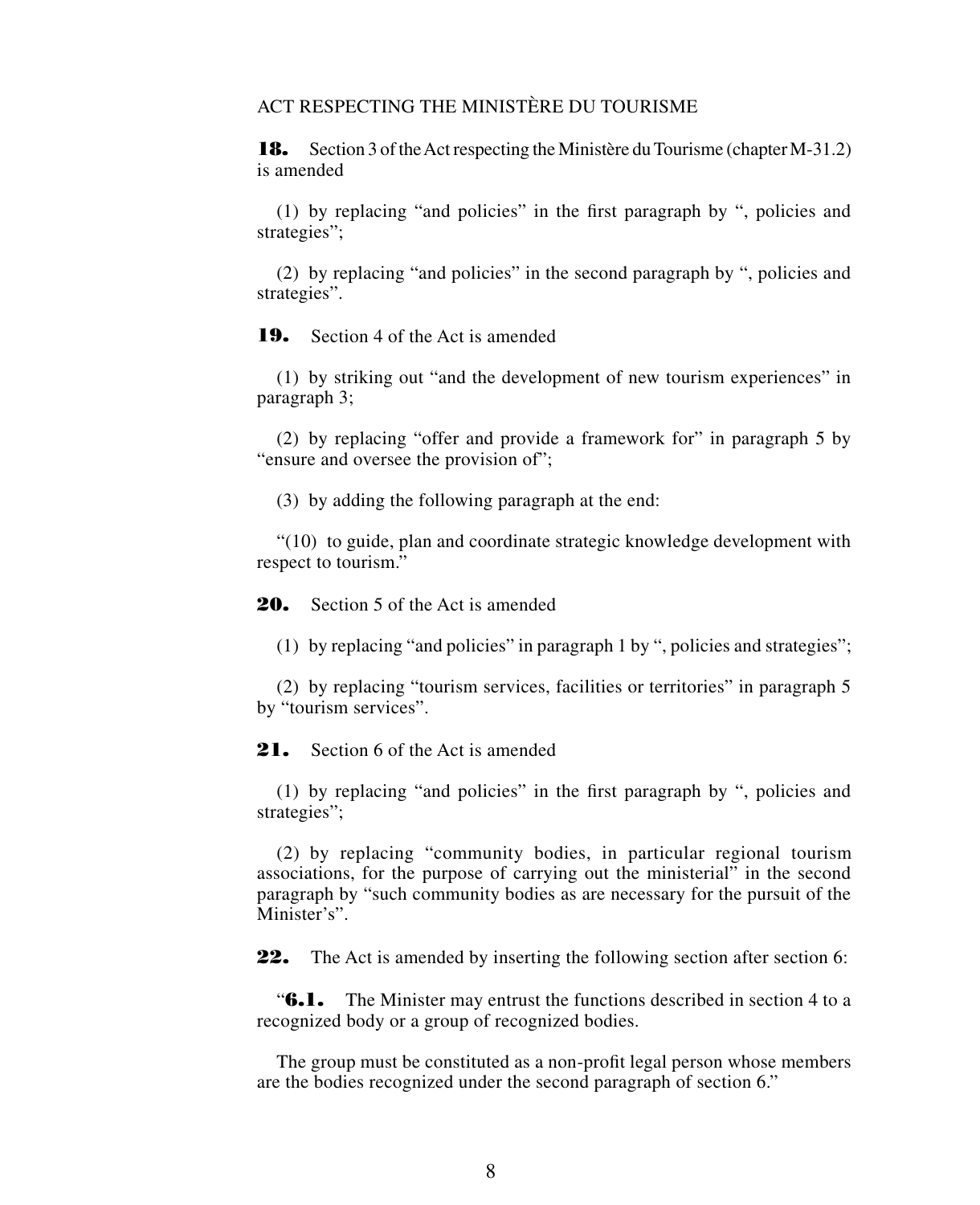## ACT RESPECTING THE MINISTÈRE DU TOURISME

**18.** Section 3 of the Act respecting the Ministère du Tourisme (chapter M-31.2) is amended

(1) by replacing "and policies" in the first paragraph by ", policies and strategies";

(2) by replacing "and policies" in the second paragraph by ", policies and strategies".

**19.** Section 4 of the Act is amended

(1) by striking out "and the development of new tourism experiences" in paragraph 3;

(2) by replacing "offer and provide a framework for" in paragraph 5 by "ensure and oversee the provision of";

(3) by adding the following paragraph at the end:

"(10) to guide, plan and coordinate strategic knowledge development with respect to tourism."

**20.** Section 5 of the Act is amended

(1) by replacing "and policies" in paragraph 1 by ", policies and strategies";

(2) by replacing "tourism services, facilities or territories" in paragraph 5 by "tourism services".

**21.** Section 6 of the Act is amended

(1) by replacing "and policies" in the first paragraph by ", policies and strategies";

(2) by replacing "community bodies, in particular regional tourism associations, for the purpose of carrying out the ministerial" in the second paragraph by "such community bodies as are necessary for the pursuit of the Minister's".

**22.** The Act is amended by inserting the following section after section 6:

"**6.1.** The Minister may entrust the functions described in section 4 to a recognized body or a group of recognized bodies.

The group must be constituted as a non-profit legal person whose members are the bodies recognized under the second paragraph of section 6."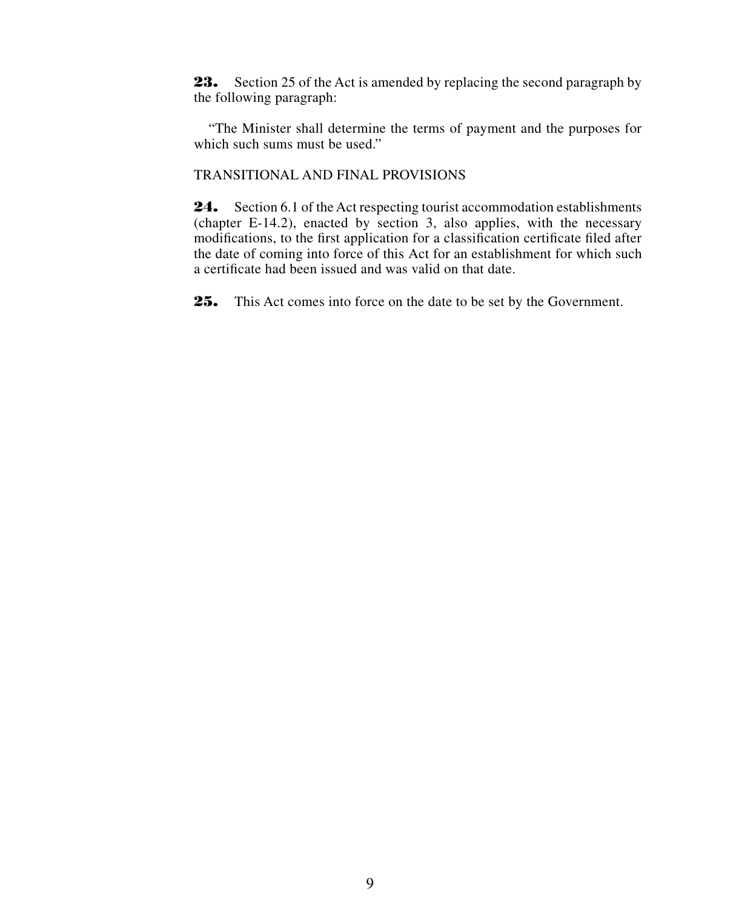**23.** Section 25 of the Act is amended by replacing the second paragraph by the following paragraph:

"The Minister shall determine the terms of payment and the purposes for which such sums must be used."

TRANSITIONAL AND FINAL PROVISIONS

**24.** Section 6.1 of the Act respecting tourist accommodation establishments (chapter E-14.2), enacted by section 3, also applies, with the necessary modifications, to the first application for a classification certificate filed after the date of coming into force of this Act for an establishment for which such a certificate had been issued and was valid on that date.

**25.** This Act comes into force on the date to be set by the Government.